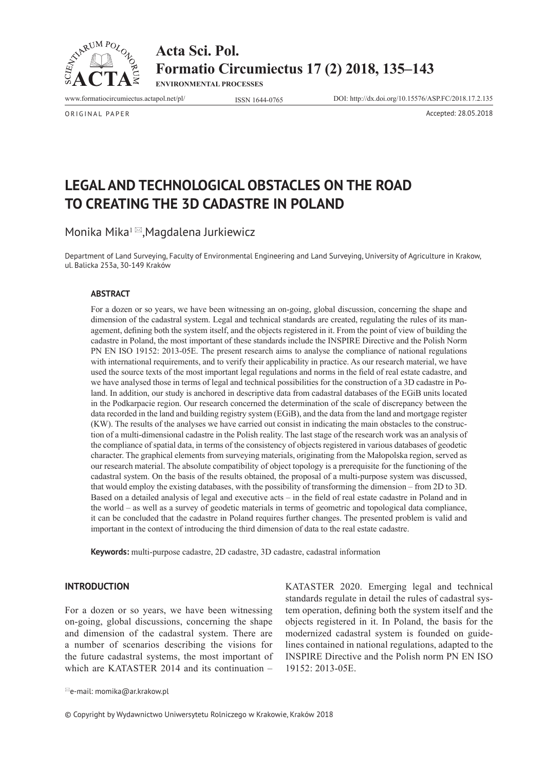ORIGINAL PAPER

Accepted: 28.05.2018

# LEGAL AND TECHNOLOGICAL OBSTACLES ON THE ROAD TO CREATING THE 3D CADASTRE IN POLAND

Monika Mika[1] ✉, Magdalena Jurkiewicz

Department of Land Surveying, Faculty of Environmental Engineering and Land Surveying, University of Agriculture in Krakow, ul. Balicka 253a, 30-149 Kraków

### ABSTRACT

For a dozen or so years, we have been witnessing an on-going, global discussion, concerning the shape and dimension of the cadastral system. Legal and technical standards are created, regulating the rules of its management, defining both the system itself, and the objects registered in it. From the point of view of building the cadastre in Poland, the most important of these standards include the INSPIRE Directive and the Polish Norm PN EN ISO 19152: 2013-05E. The present research aims to analyse the compliance of national regulations with international requirements, and to verify their applicability in practice. As our research material, we have used the source texts of the most important legal regulations and norms in the field of real estate cadastre, and we have analysed those in terms of legal and technical possibilities for the construction of a 3D cadastre in Poland. In addition, our study is anchored in descriptive data from cadastral databases of the EGiB units located in the Podkarpacie region. Our research concerned the determination of the scale of discrepancy between the data recorded in the land and building registry system (EGiB), and the data from the land and mortgage register (KW). The results of the analyses we have carried out consist in indicating the main obstacles to the construction of a multi-dimensional cadastre in the Polish reality. The last stage of the research work was an analysis of the compliance of spatial data, in terms of the consistency of objects registered in various databases of geodetic character. The graphical elements from surveying materials, originating from the Małopolska region, served as our research material. The absolute compatibility of object topology is a prerequisite for the functioning of the cadastral system. On the basis of the results obtained, the proposal of a multi-purpose system was discussed, that would employ the existing databases, with the possibility of transforming the dimension – from 2D to 3D. Based on a detailed analysis of legal and executive acts – in the field of real estate cadastre in Poland and in the world – as well as a survey of geodetic materials in terms of geometric and topological data compliance, it can be concluded that the cadastre in Poland requires further changes. The presented problem is valid and important in the context of introducing the third dimension of data to the real estate cadastre.

**Keywords:** multi-purpose cadastre, 2D cadastre, 3D cadastre, cadastral information

### INTRODUCTION

For a dozen or so years, we have been witnessing on-going, global discussions, concerning the shape and dimension of the cadastral system. There are a number of scenarios describing the visions for the future cadastral systems, the most important of which are KATASTER 2014 and its continuation – KATASTER 2020. Emerging legal and technical standards regulate in detail the rules of cadastral system operation, defining both the system itself and the objects registered in it. In Poland, the basis for the modernized cadastral system is founded on guidelines contained in national regulations, adapted to the INSPIRE Directive and the Polish norm PN EN ISO 19152: 2013-05E.

✉e-mail: momika@ar.krakow.pl

© Copyright by Wydawnictwo Uniwersytetu Rolniczego w Krakowie, Kraków 2018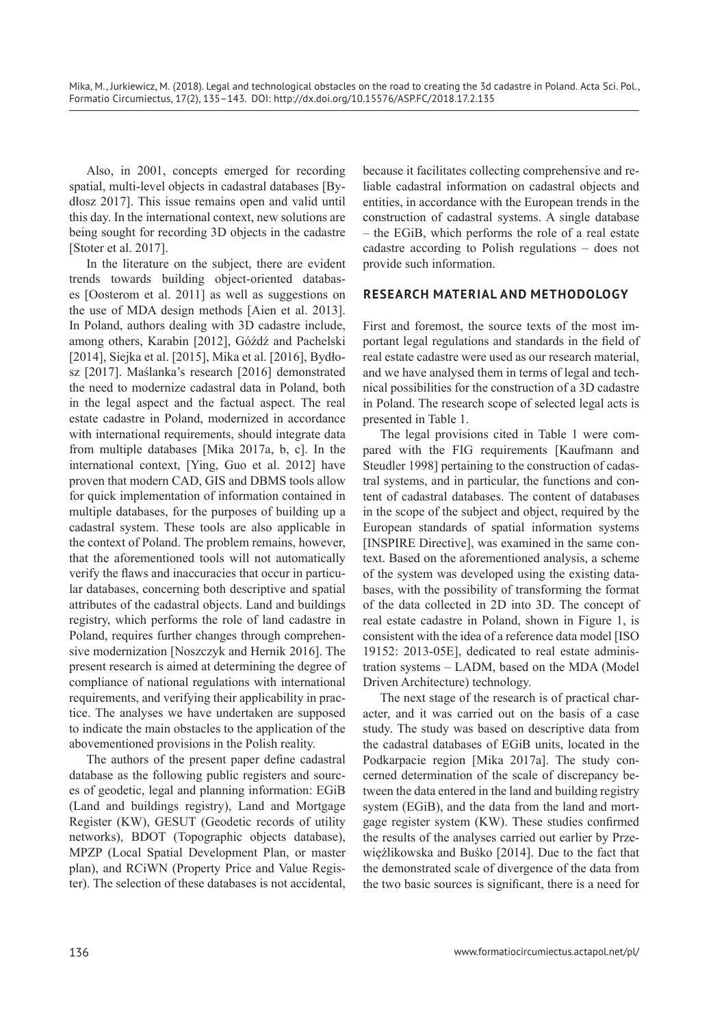Also, in 2001, concepts emerged for recording spatial, multi-level objects in cadastral databases [Bydłosz 2017]. This issue remains open and valid until this day. In the international context, new solutions are being sought for recording 3D objects in the cadastre [Stoter et al. 2017].

In the literature on the subject, there are evident trends towards building object-oriented databases [Oosterom et al. 2011] as well as suggestions on the use of MDA design methods [Aien et al. 2013]. In Poland, authors dealing with 3D cadastre include, among others, Karabin [2012], Góźdź and Pachelski [2014], Siejka et al. [2015], Mika et al. [2016], Bydłosz [2017]. Maślanka's research [2016] demonstrated the need to modernize cadastral data in Poland, both in the legal aspect and the factual aspect. The real estate cadastre in Poland, modernized in accordance with international requirements, should integrate data from multiple databases [Mika 2017a, b, c]. In the international context, [Ying, Guo et al. 2012] have proven that modern CAD, GIS and DBMS tools allow for quick implementation of information contained in multiple databases, for the purposes of building up a cadastral system. These tools are also applicable in the context of Poland. The problem remains, however, that the aforementioned tools will not automatically verify the flaws and inaccuracies that occur in particular databases, concerning both descriptive and spatial attributes of the cadastral objects. Land and buildings registry, which performs the role of land cadastre in Poland, requires further changes through comprehensive modernization [Noszczyk and Hernik 2016]. The present research is aimed at determining the degree of compliance of national regulations with international requirements, and verifying their applicability in practice. The analyses we have undertaken are supposed to indicate the main obstacles to the application of the abovementioned provisions in the Polish reality.

The authors of the present paper define cadastral database as the following public registers and sources of geodetic, legal and planning information: EGiB (Land and buildings registry), Land and Mortgage Register (KW), GESUT (Geodetic records of utility networks), BDOT (Topographic objects database), MPZP (Local Spatial Development Plan, or master plan), and RCiWN (Property Price and Value Register). The selection of these databases is not accidental, because it facilitates collecting comprehensive and reliable cadastral information on cadastral objects and entities, in accordance with the European trends in the construction of cadastral systems. A single database – the EGiB, which performs the role of a real estate cadastre according to Polish regulations – does not provide such information.

## RESEARCH MATERIAL AND METHODOLOGY

First and foremost, the source texts of the most important legal regulations and standards in the field of real estate cadastre were used as our research material, and we have analysed them in terms of legal and technical possibilities for the construction of a 3D cadastre in Poland. The research scope of selected legal acts is presented in Table 1.

The legal provisions cited in Table 1 were compared with the FIG requirements [Kaufmann and Steudler 1998] pertaining to the construction of cadastral systems, and in particular, the functions and content of cadastral databases. The content of databases in the scope of the subject and object, required by the European standards of spatial information systems [INSPIRE Directive], was examined in the same context. Based on the aforementioned analysis, a scheme of the system was developed using the existing databases, with the possibility of transforming the format of the data collected in 2D into 3D. The concept of real estate cadastre in Poland, shown in Figure 1, is consistent with the idea of a reference data model [ISO 19152: 2013-05E], dedicated to real estate administration systems – LADM, based on the MDA (Model Driven Architecture) technology.

The next stage of the research is of practical character, and it was carried out on the basis of a case study. The study was based on descriptive data from the cadastral databases of EGiB units, located in the Podkarpacie region [Mika 2017a]. The study concerned determination of the scale of discrepancy between the data entered in the land and building registry system (EGiB), and the data from the land and mortgage register system (KW). These studies confirmed the results of the analyses carried out earlier by Przewięźlikowska and Buśko [2014]. Due to the fact that the demonstrated scale of divergence of the data from the two basic sources is significant, there is a need for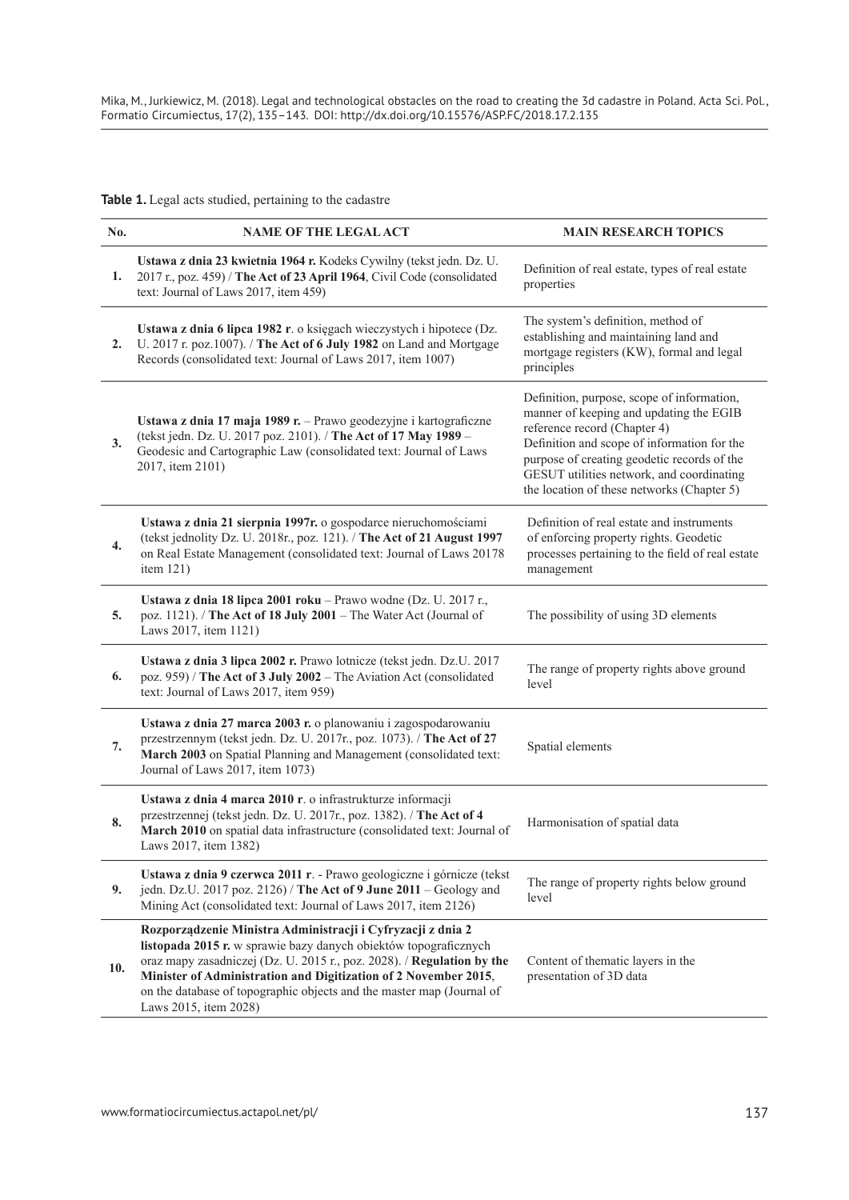**Table 1.** Legal acts studied, pertaining to the cadastre

| No. | NAME OF THE LEGAL ACT | MAIN RESEARCH TOPICS |
|---|---|---|
| 1. | **Ustawa z dnia 23 kwietnia 1964 r.** Kodeks Cywilny (tekst jedn. Dz. U. 2017 r., poz. 459) / **The Act of 23 April 1964**, Civil Code (consolidated text: Journal of Laws 2017, item 459) | Definition of real estate, types of real estate properties |
| 2. | **Ustawa z dnia 6 lipca 1982 r**. o księgach wieczystych i hipotece (Dz. U. 2017 r. poz.1007). / **The Act of 6 July 1982** on Land and Mortgage Records (consolidated text: Journal of Laws 2017, item 1007) | The system's definition, method of establishing and maintaining land and mortgage registers (KW), formal and legal principles |
| 3. | **Ustawa z dnia 17 maja 1989 r.** – Prawo geodezyjne i kartograficzne (tekst jedn. Dz. U. 2017 poz. 2101). / **The Act of 17 May 1989** – Geodesic and Cartographic Law (consolidated text: Journal of Laws 2017, item 2101) | Definition, purpose, scope of information, manner of keeping and updating the EGIB reference record (Chapter 4) Definition and scope of information for the purpose of creating geodetic records of the GESUT utilities network, and coordinating the location of these networks (Chapter 5) |
| 4. | **Ustawa z dnia 21 sierpnia 1997r.** o gospodarce nieruchomościami (tekst jednolity Dz. U. 2018r., poz. 121). / **The Act of 21 August 1997** on Real Estate Management (consolidated text: Journal of Laws 20178 item 121) | Definition of real estate and instruments of enforcing property rights. Geodetic processes pertaining to the field of real estate management |
| 5. | **Ustawa z dnia 18 lipca 2001 roku** – Prawo wodne (Dz. U. 2017 r., poz. 1121). / **The Act of 18 July 2001** – The Water Act (Journal of Laws 2017, item 1121) | The possibility of using 3D elements |
| 6. | **Ustawa z dnia 3 lipca 2002 r.** Prawo lotnicze (tekst jedn. Dz.U. 2017 poz. 959) / **The Act of 3 July 2002** – The Aviation Act (consolidated text: Journal of Laws 2017, item 959) | The range of property rights above ground level |
| 7. | **Ustawa z dnia 27 marca 2003 r.** o planowaniu i zagospodarowaniu przestrzennym (tekst jedn. Dz. U. 2017r., poz. 1073). / **The Act of 27 March 2003** on Spatial Planning and Management (consolidated text: Journal of Laws 2017, item 1073) | Spatial elements |
| 8. | **Ustawa z dnia 4 marca 2010 r**. o infrastrukturze informacji przestrzennej (tekst jedn. Dz. U. 2017r., poz. 1382). / **The Act of 4 March 2010** on spatial data infrastructure (consolidated text: Journal of Laws 2017, item 1382) | Harmonisation of spatial data |
| 9. | **Ustawa z dnia 9 czerwca 2011 r**. - Prawo geologiczne i górnicze (tekst jedn. Dz.U. 2017 poz. 2126) / **The Act of 9 June 2011** – Geology and Mining Act (consolidated text: Journal of Laws 2017, item 2126) | The range of property rights below ground level |
| 10. | **Rozporządzenie Ministra Administracji i Cyfryzacji z dnia 2 listopada 2015 r.** w sprawie bazy danych obiektów topograficznych oraz mapy zasadniczej (Dz. U. 2015 r., poz. 2028). / **Regulation by the Minister of Administration and Digitization of 2 November 2015**, on the database of topographic objects and the master map (Journal of Laws 2015, item 2028) | Content of thematic layers in the presentation of 3D data |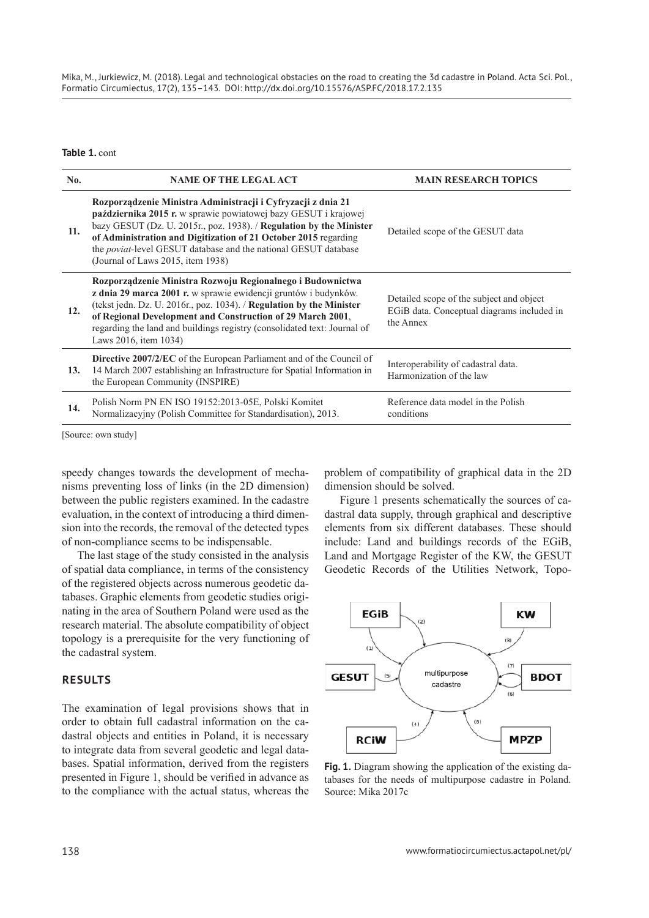**Table 1.** cont

| No. | NAME OF THE LEGAL ACT | MAIN RESEARCH TOPICS |
|---|---|---|
| 11. | **Rozporządzenie Ministra Administracji i Cyfryzacji z dnia 21 października 2015 r.** w sprawie powiatowej bazy GESUT i krajowej bazy GESUT (Dz. U. 2015r., poz. 1938). / **Regulation by the Minister of Administration and Digitization of 21 October 2015** regarding the *poviat*-level GESUT database and the national GESUT database (Journal of Laws 2015, item 1938) | Detailed scope of the GESUT data |
| 12. | **Rozporządzenie Ministra Rozwoju Regionalnego i Budownictwa z dnia 29 marca 2001 r.** w sprawie ewidencji gruntów i budynków. (tekst jedn. Dz. U. 2016r., poz. 1034). / **Regulation by the Minister of Regional Development and Construction of 29 March 2001**, regarding the land and buildings registry (consolidated text: Journal of Laws 2016, item 1034) | Detailed scope of the subject and object EGiB data. Conceptual diagrams included in the Annex |
| 13. | **Directive 2007/2/EC** of the European Parliament and of the Council of 14 March 2007 establishing an Infrastructure for Spatial Information in the European Community (INSPIRE) | Interoperability of cadastral data. Harmonization of the law |
| 14. | Polish Norm PN EN ISO 19152:2013-05E, Polski Komitet Normalizacyjny (Polish Committee for Standardisation), 2013. | Reference data model in the Polish conditions |

[Source: own study]

speedy changes towards the development of mechanisms preventing loss of links (in the 2D dimension) between the public registers examined. In the cadastre evaluation, in the context of introducing a third dimension into the records, the removal of the detected types of non-compliance seems to be indispensable.

The last stage of the study consisted in the analysis of spatial data compliance, in terms of the consistency of the registered objects across numerous geodetic databases. Graphic elements from geodetic studies originating in the area of Southern Poland were used as the research material. The absolute compatibility of object topology is a prerequisite for the very functioning of the cadastral system.

## RESULTS

The examination of legal provisions shows that in order to obtain full cadastral information on the cadastral objects and entities in Poland, it is necessary to integrate data from several geodetic and legal databases. Spatial information, derived from the registers presented in Figure 1, should be verified in advance as to the compliance with the actual status, whereas the problem of compatibility of graphical data in the 2D dimension should be solved.

Figure 1 presents schematically the sources of cadastral data supply, through graphical and descriptive elements from six different databases. These should include: Land and buildings records of the EGiB, Land and Mortgage Register of the KW, the GESUT Geodetic Records of the Utilities Network, Topo-

**Fig. 1.** Diagram showing the application of the existing databases for the needs of multipurpose cadastre in Poland. Source: Mika 2017c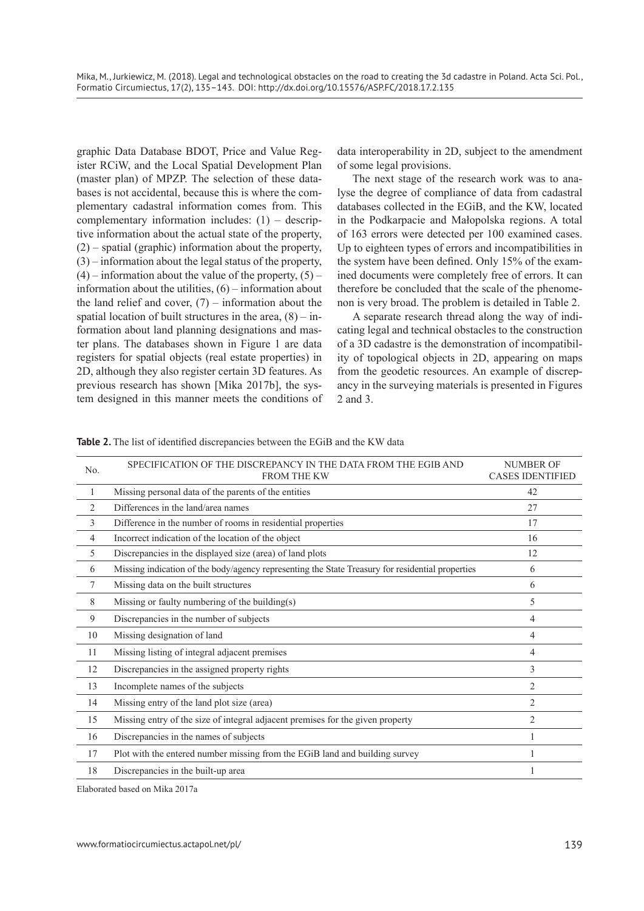graphic Data Database BDOT, Price and Value Register RCiW, and the Local Spatial Development Plan (master plan) of MPZP. The selection of these databases is not accidental, because this is where the complementary cadastral information comes from. This complementary information includes: (1) – descriptive information about the actual state of the property, (2) – spatial (graphic) information about the property, (3) – information about the legal status of the property, (4) – information about the value of the property, (5) – information about the utilities, (6) – information about the land relief and cover, (7) – information about the spatial location of built structures in the area, (8) – information about land planning designations and master plans. The databases shown in Figure 1 are data registers for spatial objects (real estate properties) in 2D, although they also register certain 3D features. As previous research has shown [Mika 2017b], the system designed in this manner meets the conditions of data interoperability in 2D, subject to the amendment of some legal provisions.

The next stage of the research work was to analyse the degree of compliance of data from cadastral databases collected in the EGiB, and the KW, located in the Podkarpacie and Małopolska regions. A total of 163 errors were detected per 100 examined cases. Up to eighteen types of errors and incompatibilities in the system have been defined. Only 15% of the examined documents were completely free of errors. It can therefore be concluded that the scale of the phenomenon is very broad. The problem is detailed in Table 2.

A separate research thread along the way of indicating legal and technical obstacles to the construction of a 3D cadastre is the demonstration of incompatibility of topological objects in 2D, appearing on maps from the geodetic resources. An example of discrepancy in the surveying materials is presented in Figures 2 and 3.

**Table 2.** The list of identified discrepancies between the EGiB and the KW data

| No. | SPECIFICATION OF THE DISCREPANCY IN THE DATA FROM THE EGIB AND FROM THE KW | NUMBER OF CASES IDENTIFIED |
|---|---|---|
| 1 | Missing personal data of the parents of the entities | 42 |
| 2 | Differences in the land/area names | 27 |
| 3 | Difference in the number of rooms in residential properties | 17 |
| 4 | Incorrect indication of the location of the object | 16 |
| 5 | Discrepancies in the displayed size (area) of land plots | 12 |
| 6 | Missing indication of the body/agency representing the State Treasury for residential properties | 6 |
| 7 | Missing data on the built structures | 6 |
| 8 | Missing or faulty numbering of the building(s) | 5 |
| 9 | Discrepancies in the number of subjects | 4 |
| 10 | Missing designation of land | 4 |
| 11 | Missing listing of integral adjacent premises | 4 |
| 12 | Discrepancies in the assigned property rights | 3 |
| 13 | Incomplete names of the subjects | 2 |
| 14 | Missing entry of the land plot size (area) | 2 |
| 15 | Missing entry of the size of integral adjacent premises for the given property | 2 |
| 16 | Discrepancies in the names of subjects | 1 |
| 17 | Plot with the entered number missing from the EGiB land and building survey | 1 |
| 18 | Discrepancies in the built-up area | 1 |

Elaborated based on Mika 2017a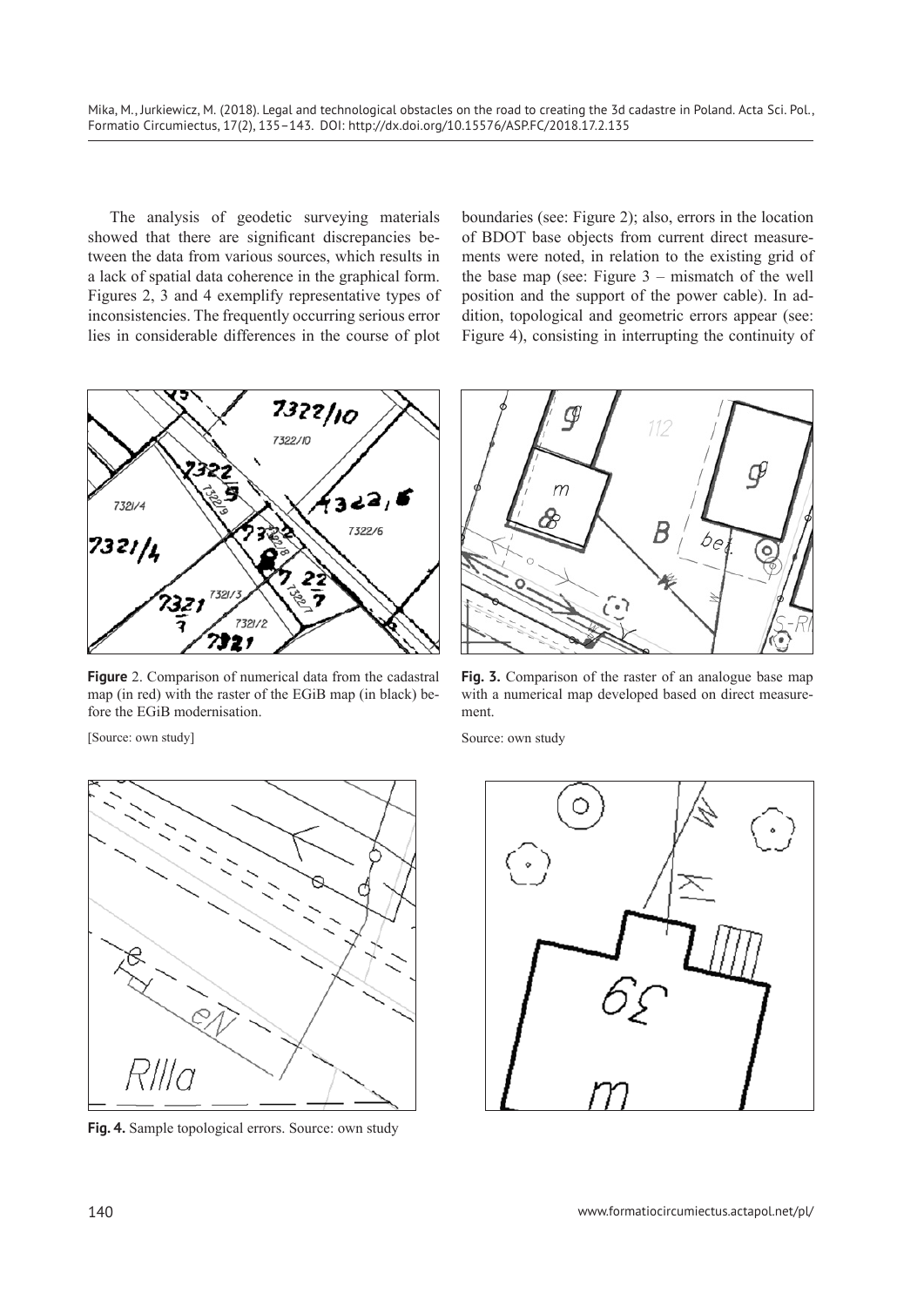The analysis of geodetic surveying materials showed that there are significant discrepancies between the data from various sources, which results in a lack of spatial data coherence in the graphical form. Figures 2, 3 and 4 exemplify representative types of inconsistencies. The frequently occurring serious error lies in considerable differences in the course of plot boundaries (see: Figure 2); also, errors in the location of BDOT base objects from current direct measurements were noted, in relation to the existing grid of the base map (see: Figure 3 – mismatch of the well position and the support of the power cable). In addition, topological and geometric errors appear (see: Figure 4), consisting in interrupting the continuity of

**Figure** 2. Comparison of numerical data from the cadastral map (in red) with the raster of the EGiB map (in black) before the EGiB modernisation.

[Source: own study]

**Fig. 3.** Comparison of the raster of an analogue base map with a numerical map developed based on direct measurement.

Source: own study

**Fig. 4.** Sample topological errors. Source: own study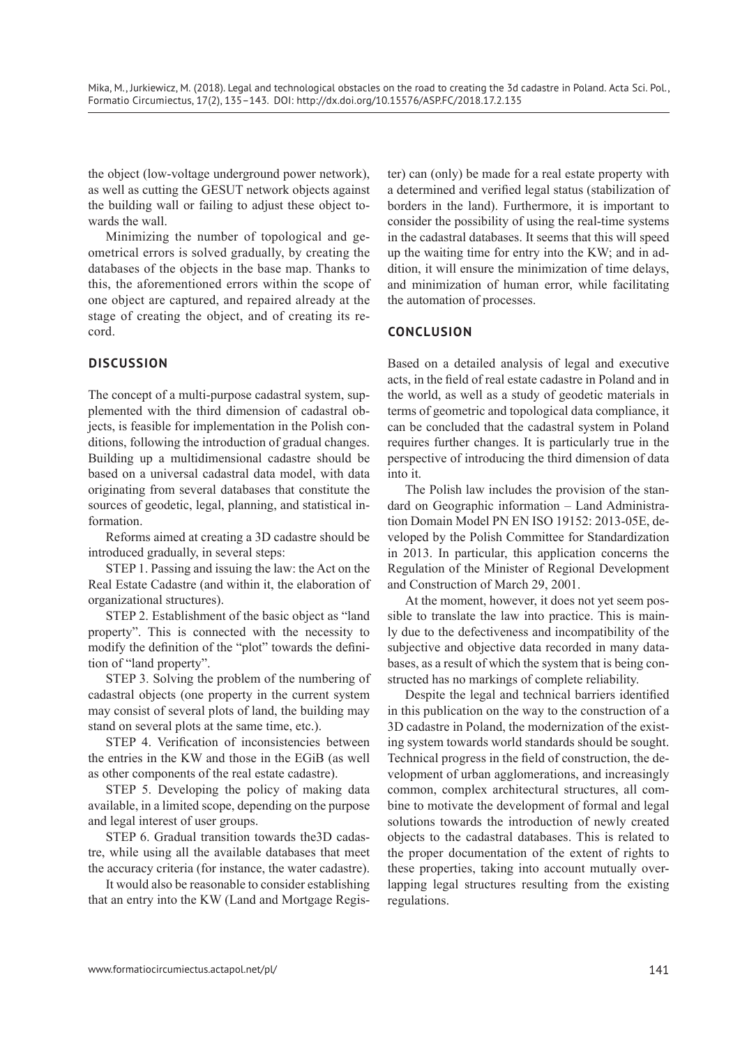the object (low-voltage underground power network), as well as cutting the GESUT network objects against the building wall or failing to adjust these object towards the wall.

Minimizing the number of topological and geometrical errors is solved gradually, by creating the databases of the objects in the base map. Thanks to this, the aforementioned errors within the scope of one object are captured, and repaired already at the stage of creating the object, and of creating its record.

## DISCUSSION

The concept of a multi-purpose cadastral system, supplemented with the third dimension of cadastral objects, is feasible for implementation in the Polish conditions, following the introduction of gradual changes. Building up a multidimensional cadastre should be based on a universal cadastral data model, with data originating from several databases that constitute the sources of geodetic, legal, planning, and statistical information.

Reforms aimed at creating a 3D cadastre should be introduced gradually, in several steps:

STEP 1. Passing and issuing the law: the Act on the Real Estate Cadastre (and within it, the elaboration of organizational structures).

STEP 2. Establishment of the basic object as "land property". This is connected with the necessity to modify the definition of the "plot" towards the definition of "land property".

STEP 3. Solving the problem of the numbering of cadastral objects (one property in the current system may consist of several plots of land, the building may stand on several plots at the same time, etc.).

STEP 4. Verification of inconsistencies between the entries in the KW and those in the EGiB (as well as other components of the real estate cadastre).

STEP 5. Developing the policy of making data available, in a limited scope, depending on the purpose and legal interest of user groups.

STEP 6. Gradual transition towards the3D cadastre, while using all the available databases that meet the accuracy criteria (for instance, the water cadastre).

It would also be reasonable to consider establishing that an entry into the KW (Land and Mortgage Register) can (only) be made for a real estate property with a determined and verified legal status (stabilization of borders in the land). Furthermore, it is important to consider the possibility of using the real-time systems in the cadastral databases. It seems that this will speed up the waiting time for entry into the KW; and in addition, it will ensure the minimization of time delays, and minimization of human error, while facilitating the automation of processes.

## CONCLUSION

Based on a detailed analysis of legal and executive acts, in the field of real estate cadastre in Poland and in the world, as well as a study of geodetic materials in terms of geometric and topological data compliance, it can be concluded that the cadastral system in Poland requires further changes. It is particularly true in the perspective of introducing the third dimension of data into it.

The Polish law includes the provision of the standard on Geographic information – Land Administration Domain Model PN EN ISO 19152: 2013-05E, developed by the Polish Committee for Standardization in 2013. In particular, this application concerns the Regulation of the Minister of Regional Development and Construction of March 29, 2001.

At the moment, however, it does not yet seem possible to translate the law into practice. This is mainly due to the defectiveness and incompatibility of the subjective and objective data recorded in many databases, as a result of which the system that is being constructed has no markings of complete reliability.

Despite the legal and technical barriers identified in this publication on the way to the construction of a 3D cadastre in Poland, the modernization of the existing system towards world standards should be sought. Technical progress in the field of construction, the development of urban agglomerations, and increasingly common, complex architectural structures, all combine to motivate the development of formal and legal solutions towards the introduction of newly created objects to the cadastral databases. This is related to the proper documentation of the extent of rights to these properties, taking into account mutually overlapping legal structures resulting from the existing regulations.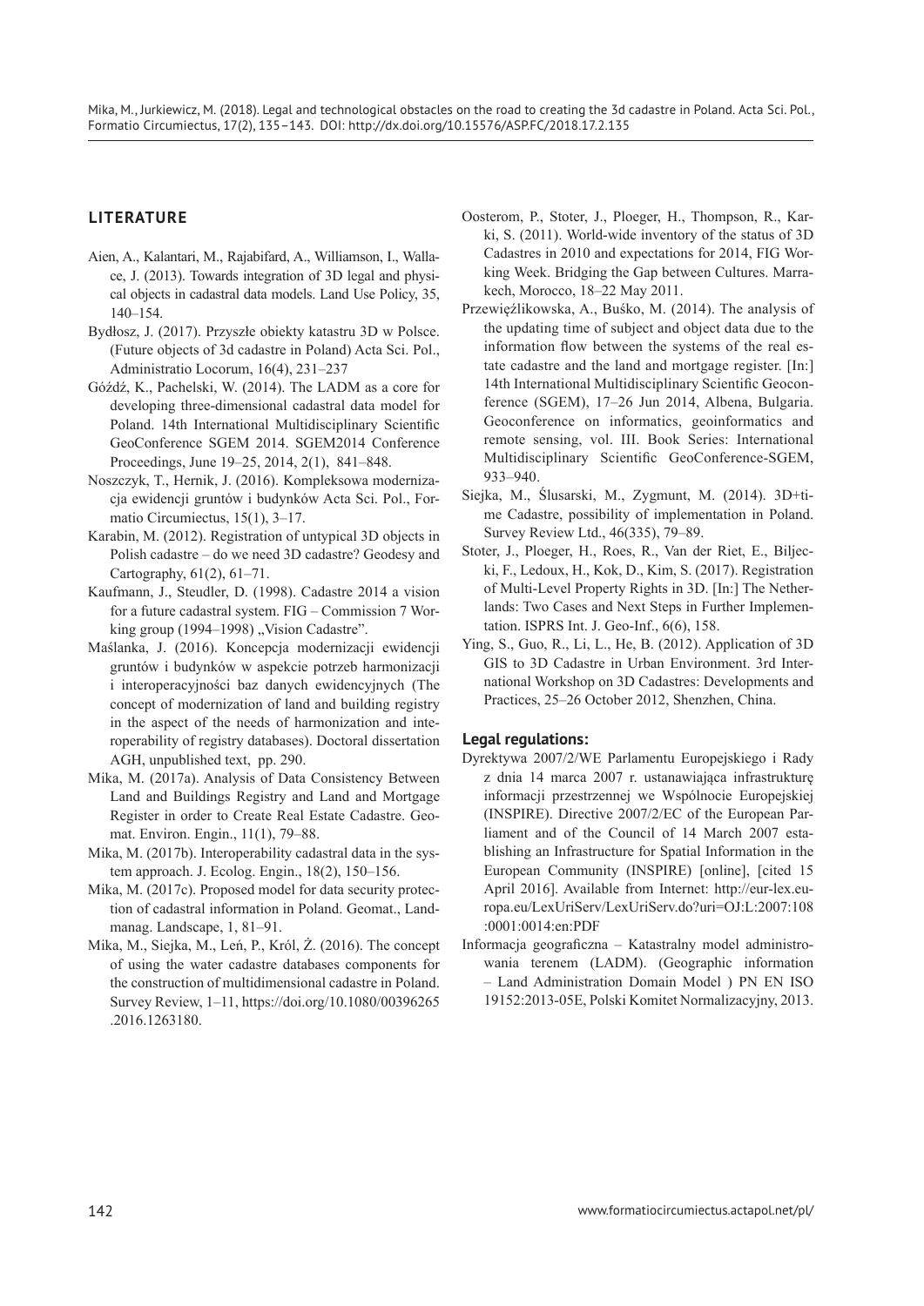## LITERATURE

Aien, A., Kalantari, M., Rajabifard, A., Williamson, I., Wallace, J. (2013). Towards integration of 3D legal and physical objects in cadastral data models. Land Use Policy, 35, 140–154.

Bydłosz, J. (2017). Przyszłe obiekty katastru 3D w Polsce. (Future objects of 3d cadastre in Poland) Acta Sci. Pol., Administratio Locorum, 16(4), 231–237

Góźdź, K., Pachelski, W. (2014). The LADM as a core for developing three-dimensional cadastral data model for Poland. 14th International Multidisciplinary Scientific GeoConference SGEM 2014. SGEM2014 Conference Proceedings, June 19–25, 2014, 2(1), 841–848.

Noszczyk, T., Hernik, J. (2016). Kompleksowa modernizacja ewidencji gruntów i budynków Acta Sci. Pol., Formatio Circumiectus, 15(1), 3–17.

Karabin, M. (2012). Registration of untypical 3D objects in Polish cadastre – do we need 3D cadastre? Geodesy and Cartography, 61(2), 61–71.

Kaufmann, J., Steudler, D. (1998). Cadastre 2014 a vision for a future cadastral system. FIG – Commission 7 Working group (1994–1998) „Vision Cadastre".

Maślanka, J. (2016). Koncepcja modernizacji ewidencji gruntów i budynków w aspekcie potrzeb harmonizacji i interoperacyjności baz danych ewidencyjnych (The concept of modernization of land and building registry in the aspect of the needs of harmonization and interoperability of registry databases). Doctoral dissertation AGH, unpublished text, pp. 290.

Mika, M. (2017a). Analysis of Data Consistency Between Land and Buildings Registry and Land and Mortgage Register in order to Create Real Estate Cadastre. Geomat. Environ. Engin., 11(1), 79–88.

Mika, M. (2017b). Interoperability cadastral data in the system approach. J. Ecolog. Engin., 18(2), 150–156.

Mika, M. (2017c). Proposed model for data security protection of cadastral information in Poland. Geomat., Landmanag. Landscape, 1, 81–91.

Mika, M., Siejka, M., Leń, P., Król, Ż. (2016). The concept of using the water cadastre databases components for the construction of multidimensional cadastre in Poland. Survey Review, 1–11, https://doi.org/10.1080/00396265.2016.1263180.

Oosterom, P., Stoter, J., Ploeger, H., Thompson, R., Karki, S. (2011). World-wide inventory of the status of 3D Cadastres in 2010 and expectations for 2014, FIG Working Week. Bridging the Gap between Cultures. Marrakech, Morocco, 18–22 May 2011.

Przewięźlikowska, A., Buśko, M. (2014). The analysis of the updating time of subject and object data due to the information flow between the systems of the real estate cadastre and the land and mortgage register. [In:] 14th International Multidisciplinary Scientific Geoconference (SGEM), 17–26 Jun 2014, Albena, Bulgaria. Geoconference on informatics, geoinformatics and remote sensing, vol. III. Book Series: International Multidisciplinary Scientific GeoConference-SGEM, 933–940.

Siejka, M., Ślusarski, M., Zygmunt, M. (2014). 3D+time Cadastre, possibility of implementation in Poland. Survey Review Ltd., 46(335), 79–89.

Stoter, J., Ploeger, H., Roes, R., Van der Riet, E., Biljecki, F., Ledoux, H., Kok, D., Kim, S. (2017). Registration of Multi-Level Property Rights in 3D. [In:] The Netherlands: Two Cases and Next Steps in Further Implementation. ISPRS Int. J. Geo-Inf., 6(6), 158.

Ying, S., Guo, R., Li, L., He, B. (2012). Application of 3D GIS to 3D Cadastre in Urban Environment. 3rd International Workshop on 3D Cadastres: Developments and Practices, 25–26 October 2012, Shenzhen, China.

### Legal regulations:

Dyrektywa 2007/2/WE Parlamentu Europejskiego i Rady z dnia 14 marca 2007 r. ustanawiająca infrastrukturę informacji przestrzennej we Wspólnocie Europejskiej (INSPIRE). Directive 2007/2/EC of the European Parliament and of the Council of 14 March 2007 establishing an Infrastructure for Spatial Information in the European Community (INSPIRE) [online], [cited 15 April 2016]. Available from Internet: http://eur-lex.europa.eu/LexUriServ/LexUriServ.do?uri=OJ:L:2007:108:0001:0014:en:PDF

Informacja geograficzna – Katastralny model administrowania terenem (LADM). (Geographic information – Land Administration Domain Model ) PN EN ISO 19152:2013-05E, Polski Komitet Normalizacyjny, 2013.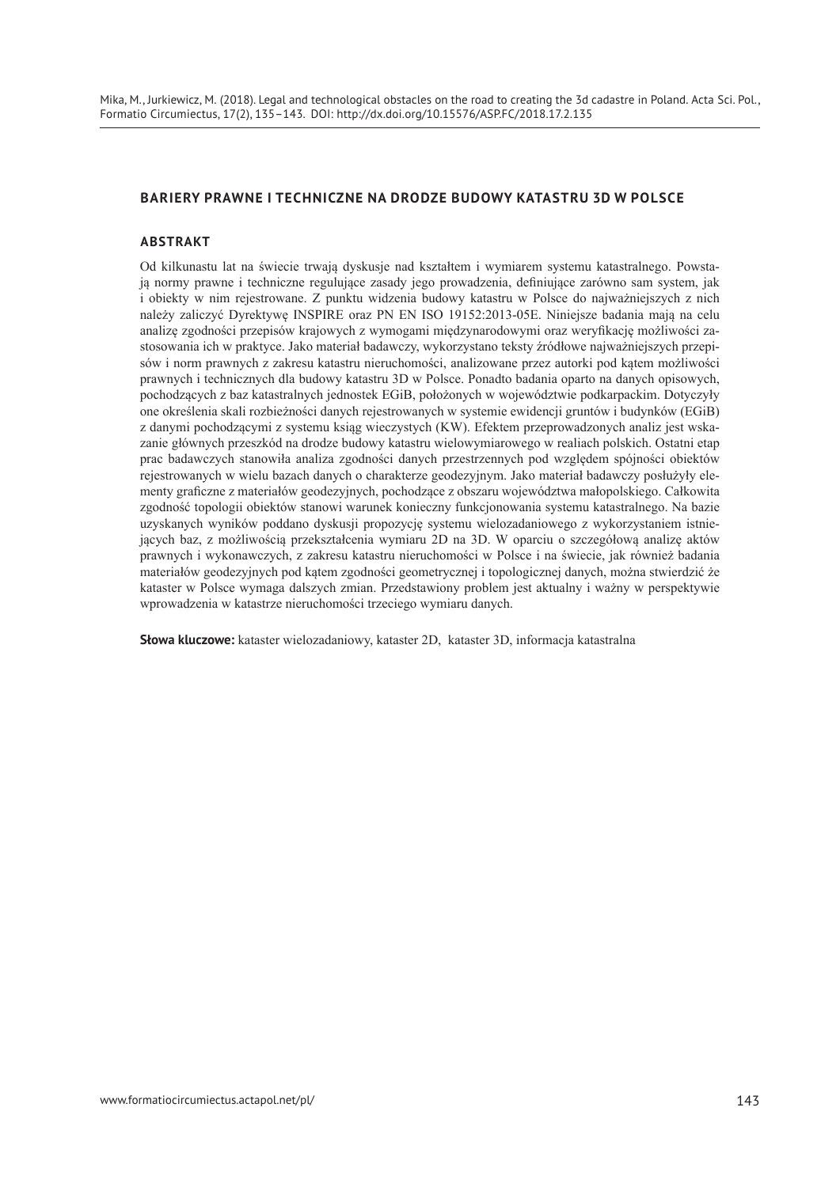## BARIERY PRAWNE I TECHNICZNE NA DRODZE BUDOWY KATASTRU 3D W POLSCE

### ABSTRAKT

Od kilkunastu lat na świecie trwają dyskusje nad kształtem i wymiarem systemu katastralnego. Powstają normy prawne i techniczne regulujące zasady jego prowadzenia, definiujące zarówno sam system, jak i obiekty w nim rejestrowane. Z punktu widzenia budowy katastru w Polsce do najważniejszych z nich należy zaliczyć Dyrektywę INSPIRE oraz PN EN ISO 19152:2013-05E. Niniejsze badania mają na celu analizę zgodności przepisów krajowych z wymogami międzynarodowymi oraz weryfikację możliwości zastosowania ich w praktyce. Jako materiał badawczy, wykorzystano teksty źródłowe najważniejszych przepisów i norm prawnych z zakresu katastru nieruchomości, analizowane przez autorki pod kątem możliwości prawnych i technicznych dla budowy katastru 3D w Polsce. Ponadto badania oparto na danych opisowych, pochodzących z baz katastralnych jednostek EGiB, położonych w województwie podkarpackim. Dotyczyły one określenia skali rozbieżności danych rejestrowanych w systemie ewidencji gruntów i budynków (EGiB) z danymi pochodzącymi z systemu ksiąg wieczystych (KW). Efektem przeprowadzonych analiz jest wskazanie głównych przeszkód na drodze budowy katastru wielowymiarowego w realiach polskich. Ostatni etap prac badawczych stanowiła analiza zgodności danych przestrzennych pod względem spójności obiektów rejestrowanych w wielu bazach danych o charakterze geodezyjnym. Jako materiał badawczy posłużyły elementy graficzne z materiałów geodezyjnych, pochodzące z obszaru województwa małopolskiego. Całkowita zgodność topologii obiektów stanowi warunek konieczny funkcjonowania systemu katastralnego. Na bazie uzyskanych wyników poddano dyskusji propozycję systemu wielozadaniowego z wykorzystaniem istniejących baz, z możliwością przekształcenia wymiaru 2D na 3D. W oparciu o szczegółową analizę aktów prawnych i wykonawczych, z zakresu katastru nieruchomości w Polsce i na świecie, jak również badania materiałów geodezyjnych pod kątem zgodności geometrycznej i topologicznej danych, można stwierdzić że kataster w Polsce wymaga dalszych zmian. Przedstawiony problem jest aktualny i ważny w perspektywie wprowadzenia w katastrze nieruchomości trzeciego wymiaru danych.

**Słowa kluczowe:** kataster wielozadaniowy, kataster 2D, kataster 3D, informacja katastralna